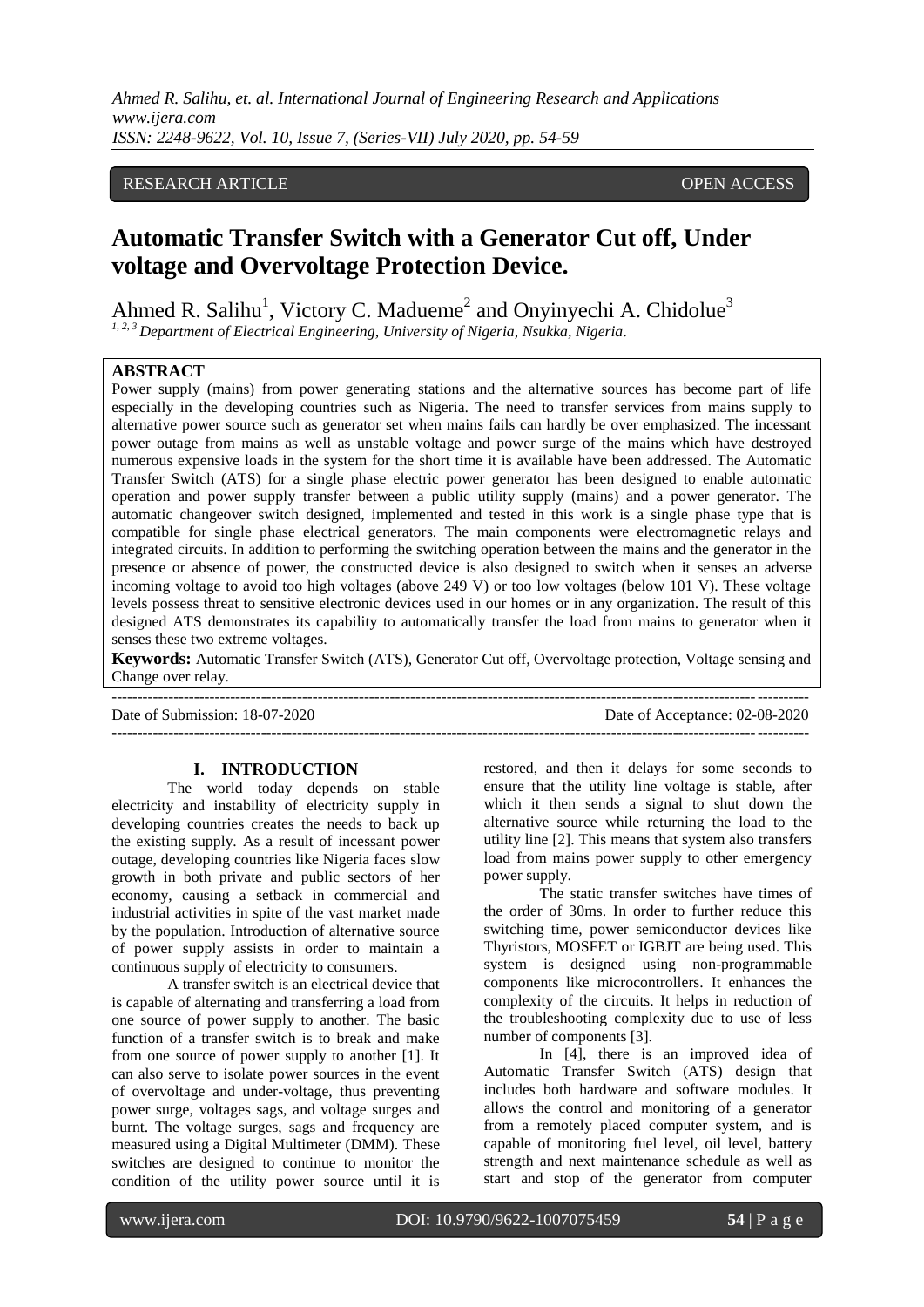RESEARCH ARTICLE OPEN ACCESS

# Automatic Transfer Switch with a Generator Cut off, Under voltage and Overvoltage Protection Device.

Ahmed R. Salihu[1], Victory C. Madueme[2] and Onyinyechi A. Chidolue[3]

[1, 2, 3] *Department of Electrical Engineering, University of Nigeria, Nsukka, Nigeria.*

## ABSTRACT

Power supply (mains) from power generating stations and the alternative sources has become part of life especially in the developing countries such as Nigeria. The need to transfer services from mains supply to alternative power source such as generator set when mains fails can hardly be over emphasized. The incessant power outage from mains as well as unstable voltage and power surge of the mains which have destroyed numerous expensive loads in the system for the short time it is available have been addressed. The Automatic Transfer Switch (ATS) for a single phase electric power generator has been designed to enable automatic operation and power supply transfer between a public utility supply (mains) and a power generator. The automatic changeover switch designed, implemented and tested in this work is a single phase type that is compatible for single phase electrical generators. The main components were electromagnetic relays and integrated circuits. In addition to performing the switching operation between the mains and the generator in the presence or absence of power, the constructed device is also designed to switch when it senses an adverse incoming voltage to avoid too high voltages (above 249 V) or too low voltages (below 101 V). These voltage levels possess threat to sensitive electronic devices used in our homes or in any organization. The result of this designed ATS demonstrates its capability to automatically transfer the load from mains to generator when it senses these two extreme voltages.

**Keywords:** Automatic Transfer Switch (ATS), Generator Cut off, Overvoltage protection, Voltage sensing and Change over relay.

---

Date of Submission: 18-07-2020 Date of Acceptance: 02-08-2020

---

## I. INTRODUCTION

The world today depends on stable electricity and instability of electricity supply in developing countries creates the needs to back up the existing supply. As a result of incessant power outage, developing countries like Nigeria faces slow growth in both private and public sectors of her economy, causing a setback in commercial and industrial activities in spite of the vast market made by the population. Introduction of alternative source of power supply assists in order to maintain a continuous supply of electricity to consumers.

A transfer switch is an electrical device that is capable of alternating and transferring a load from one source of power supply to another. The basic function of a transfer switch is to break and make from one source of power supply to another [1]. It can also serve to isolate power sources in the event of overvoltage and under-voltage, thus preventing power surge, voltages sags, and voltage surges and burnt. The voltage surges, sags and frequency are measured using a Digital Multimeter (DMM). These switches are designed to continue to monitor the condition of the utility power source until it is restored, and then it delays for some seconds to ensure that the utility line voltage is stable, after which it then sends a signal to shut down the alternative source while returning the load to the utility line [2]. This means that system also transfers load from mains power supply to other emergency power supply.

The static transfer switches have times of the order of 30ms. In order to further reduce this switching time, power semiconductor devices like Thyristors, MOSFET or IGBJT are being used. This system is designed using non-programmable components like microcontrollers. It enhances the complexity of the circuits. It helps in reduction of the troubleshooting complexity due to use of less number of components [3].

In [4], there is an improved idea of Automatic Transfer Switch (ATS) design that includes both hardware and software modules. It allows the control and monitoring of a generator from a remotely placed computer system, and is capable of monitoring fuel level, oil level, battery strength and next maintenance schedule as well as start and stop of the generator from computer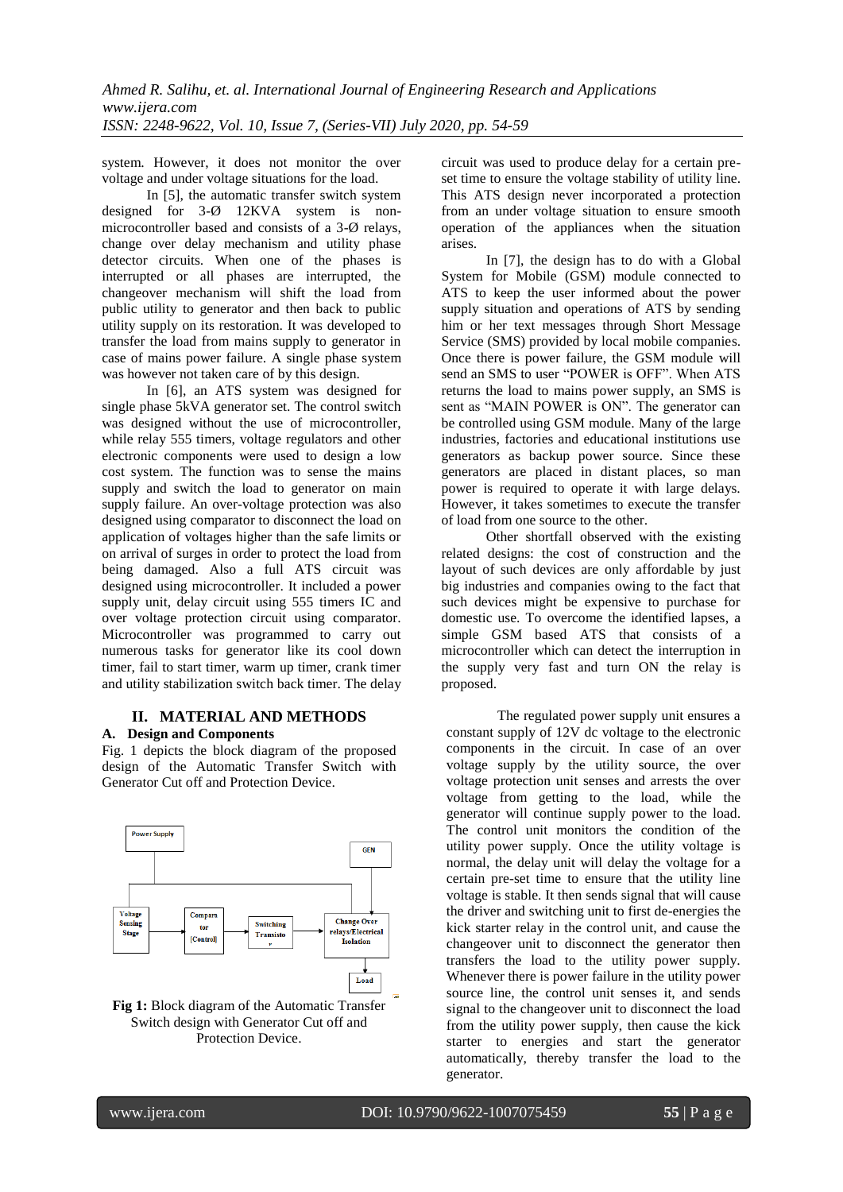system. However, it does not monitor the over voltage and under voltage situations for the load.

In [5], the automatic transfer switch system designed for 3-Ø 12KVA system is non-microcontroller based and consists of a 3-Ø relays, change over delay mechanism and utility phase detector circuits. When one of the phases is interrupted or all phases are interrupted, the changeover mechanism will shift the load from public utility to generator and then back to public utility supply on its restoration. It was developed to transfer the load from mains supply to generator in case of mains power failure. A single phase system was however not taken care of by this design.

In [6], an ATS system was designed for single phase 5kVA generator set. The control switch was designed without the use of microcontroller, while relay 555 timers, voltage regulators and other electronic components were used to design a low cost system. The function was to sense the mains supply and switch the load to generator on main supply failure. An over-voltage protection was also designed using comparator to disconnect the load on application of voltages higher than the safe limits or on arrival of surges in order to protect the load from being damaged. Also a full ATS circuit was designed using microcontroller. It included a power supply unit, delay circuit using 555 timers IC and over voltage protection circuit using comparator. Microcontroller was programmed to carry out numerous tasks for generator like its cool down timer, fail to start timer, warm up timer, crank timer and utility stabilization switch back timer. The delay circuit was used to produce delay for a certain pre-set time to ensure the voltage stability of utility line. This ATS design never incorporated a protection from an under voltage situation to ensure smooth operation of the appliances when the situation arises.

In [7], the design has to do with a Global System for Mobile (GSM) module connected to ATS to keep the user informed about the power supply situation and operations of ATS by sending him or her text messages through Short Message Service (SMS) provided by local mobile companies. Once there is power failure, the GSM module will send an SMS to user "POWER is OFF". When ATS returns the load to mains power supply, an SMS is sent as "MAIN POWER is ON". The generator can be controlled using GSM module. Many of the large industries, factories and educational institutions use generators as backup power source. Since these generators are placed in distant places, so man power is required to operate it with large delays. However, it takes sometimes to execute the transfer of load from one source to the other.

Other shortfall observed with the existing related designs: the cost of construction and the layout of such devices are only affordable by just big industries and companies owing to the fact that such devices might be expensive to purchase for domestic use. To overcome the identified lapses, a simple GSM based ATS that consists of a microcontroller which can detect the interruption in the supply very fast and turn ON the relay is proposed.

## II. MATERIAL AND METHODS

### A. Design and Components

Fig. 1 depicts the block diagram of the proposed design of the Automatic Transfer Switch with Generator Cut off and Protection Device.

**Fig 1:** Block diagram of the Automatic Transfer Switch design with Generator Cut off and Protection Device.

The regulated power supply unit ensures a constant supply of 12V dc voltage to the electronic components in the circuit. In case of an over voltage supply by the utility source, the over voltage protection unit senses and arrests the over voltage from getting to the load, while the generator will continue supply power to the load. The control unit monitors the condition of the utility power supply. Once the utility voltage is normal, the delay unit will delay the voltage for a certain pre-set time to ensure that the utility line voltage is stable. It then sends signal that will cause the driver and switching unit to first de-energies the kick starter relay in the control unit, and cause the changeover unit to disconnect the generator then transfers the load to the utility power supply. Whenever there is power failure in the utility power source line, the control unit senses it, and sends signal to the changeover unit to disconnect the load from the utility power supply, then cause the kick starter to energies and start the generator automatically, thereby transfer the load to the generator.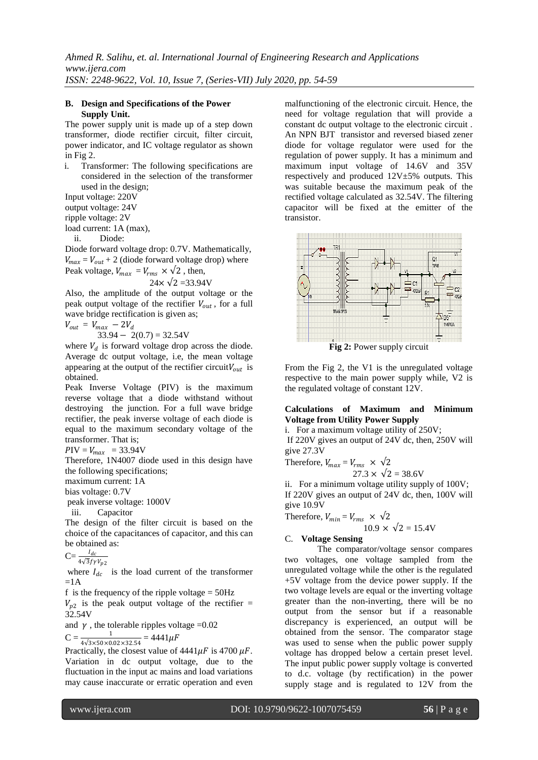**B. Design and Specifications of the Power Supply Unit.**

The power supply unit is made up of a step down transformer, diode rectifier circuit, filter circuit, power indicator, and IC voltage regulator as shown in Fig 2.

i. Transformer: The following specifications are considered in the selection of the transformer used in the design;

Input voltage: 220V
output voltage: 24V
ripple voltage: 2V
load current: 1A (max),

ii. Diode:

Diode forward voltage drop: 0.7V. Mathematically, $V_{max} = V_{out} + 2$ (diode forward voltage drop) where Peak voltage, $V_{max} = V_{rms} \times \sqrt{2}$ , then,

$$24 \times \sqrt{2} = 33.94V$$

Also, the amplitude of the output voltage or the peak output voltage of the rectifier $V_{out}$ , for a full wave bridge rectification is given as;

$$V_{out} = V_{max} - 2V_d$$

$$33.94 - 2(0.7) = 32.54V$$

where $V_d$ is forward voltage drop across the diode. Average dc output voltage, i.e, the mean voltage appearing at the output of the rectifier circuit $V_{out}$ is obtained.

Peak Inverse Voltage (PIV) is the maximum reverse voltage that a diode withstand without destroying the junction. For a full wave bridge rectifier, the peak inverse voltage of each diode is equal to the maximum secondary voltage of the transformer. That is;

$$PIV = V_{max} = 33.94V$$

Therefore, 1N4007 diode used in this design have the following specifications;

maximum current: 1A
bias voltage: 0.7V
peak inverse voltage: 1000V

iii. Capacitor

The design of the filter circuit is based on the choice of the capacitances of capacitor, and this can be obtained as:

$$C = \frac{I_{dc}}{4\sqrt{3}f\gamma V_{p2}}$$

where $I_{dc}$ is the load current of the transformer =1A

f is the frequency of the ripple voltage = 50Hz

$V_{p2}$ is the peak output voltage of the rectifier = 32.54V

and $\gamma$ , the tolerable ripples voltage =0.02

$$C = \frac{1}{4\sqrt{3}\times 50\times 0.02\times 32.54} = 4441\mu F$$

Practically, the closest value of $4441\mu F$ is $4700\ \mu F$. Variation in dc output voltage, due to the fluctuation in the input ac mains and load variations may cause inaccurate or erratic operation and even malfunctioning of the electronic circuit. Hence, the need for voltage regulation that will provide a constant dc output voltage to the electronic circuit . An NPN BJT transistor and reversed biased zener diode for voltage regulator were used for the regulation of power supply. It has a minimum and maximum input voltage of 14.6V and 35V respectively and produced 12V±5% outputs. This was suitable because the maximum peak of the rectified voltage calculated as 32.54V. The filtering capacitor will be fixed at the emitter of the transistor.

**Fig 2:** Power supply circuit

From the Fig 2, the V1 is the unregulated voltage respective to the main power supply while, V2 is the regulated voltage of constant 12V.

**Calculations of Maximum and Minimum Voltage from Utility Power Supply**

i. For a maximum voltage utility of 250V;

If 220V gives an output of 24V dc, then, 250V will give 27.3V

Therefore, $V_{max} = V_{rms} \times \sqrt{2}$

$$27.3 \times \sqrt{2} = 38.6V$$

ii. For a minimum voltage utility supply of 100V; If 220V gives an output of 24V dc, then, 100V will give 10.9V

Therefore, $V_{min} = V_{rms} \times \sqrt{2}$

$$10.9 \times \sqrt{2} = 15.4V$$

C. **Voltage Sensing**

The comparator/voltage sensor compares two voltages, one voltage sampled from the unregulated voltage while the other is the regulated +5V voltage from the device power supply. If the two voltage levels are equal or the inverting voltage greater than the non-inverting, there will be no output from the sensor but if a reasonable discrepancy is experienced, an output will be obtained from the sensor. The comparator stage was used to sense when the public power supply voltage has dropped below a certain preset level. The input public power supply voltage is converted to d.c. voltage (by rectification) in the power supply stage and is regulated to 12V from the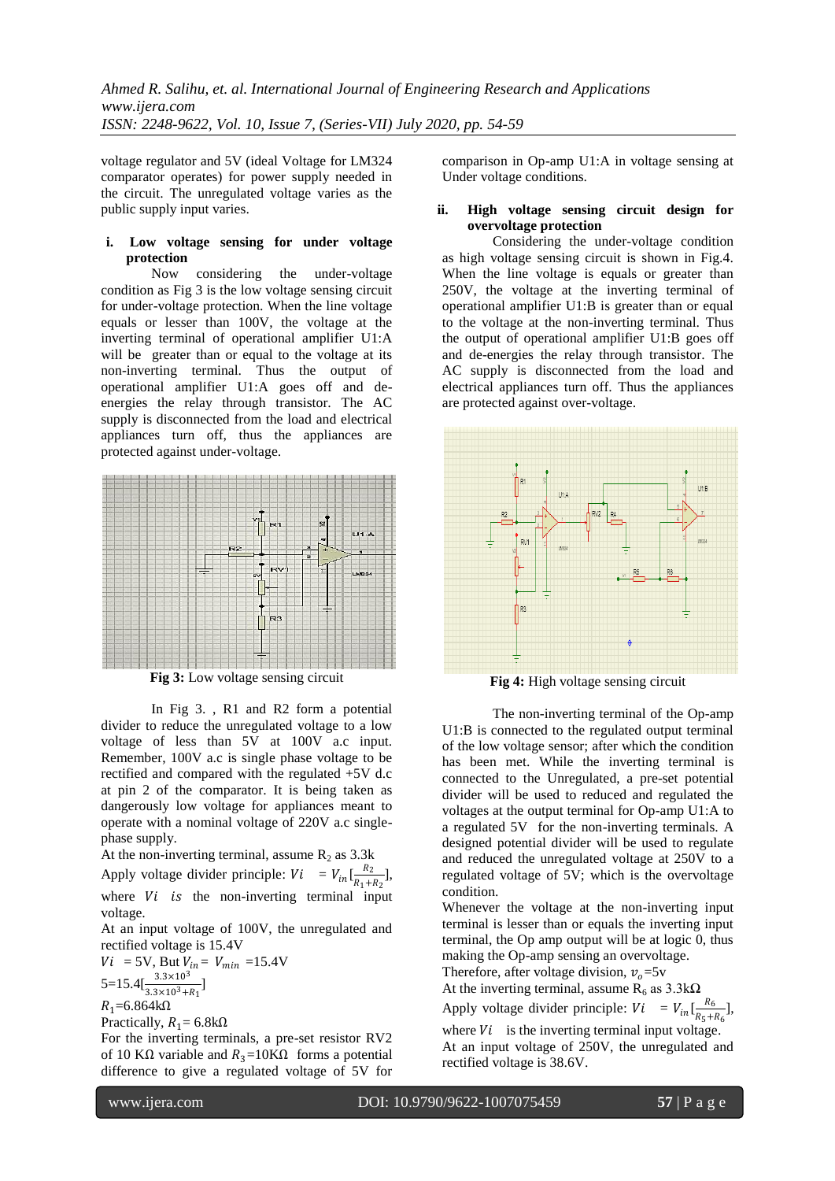voltage regulator and 5V (ideal Voltage for LM324 comparator operates) for power supply needed in the circuit. The unregulated voltage varies as the public supply input varies.

### i. Low voltage sensing for under voltage protection

Now considering the under-voltage condition as Fig 3 is the low voltage sensing circuit for under-voltage protection. When the line voltage equals or lesser than 100V, the voltage at the inverting terminal of operational amplifier U1:A will be greater than or equal to the voltage at its non-inverting terminal. Thus the output of operational amplifier U1:A goes off and de-energies the relay through transistor. The AC supply is disconnected from the load and electrical appliances turn off, thus the appliances are protected against under-voltage.

**Fig 3:** Low voltage sensing circuit

In Fig 3. , R1 and R2 form a potential divider to reduce the unregulated voltage to a low voltage of less than 5V at 100V a.c input. Remember, 100V a.c is single phase voltage to be rectified and compared with the regulated +5V d.c at pin 2 of the comparator. It is being taken as dangerously low voltage for appliances meant to operate with a nominal voltage of 220V a.c single-phase supply.

At the non-inverting terminal, assume $R_2$ as 3.3k

Apply voltage divider principle: $Vi \quad = V_{in}[\frac{R_2}{R_1+R_2}]$,

where $Vi \;\; is$ the non-inverting terminal input voltage.

At an input voltage of 100V, the unregulated and rectified voltage is 15.4V

$Vi \;\; = 5V$, But $V_{in} = \; V_{min} \; = 15.4V$

$5 = 15.4[\frac{3.3\times10^3}{3.3\times10^3+R_1}]$

$R_1 = 6.864\text{k}\Omega$

Practically, $R_1 = 6.8\text{k}\Omega$

For the inverting terminals, a pre-set resistor RV2 of 10 KΩ variable and $R_3 = 10\text{K}\Omega$ forms a potential difference to give a regulated voltage of 5V for comparison in Op-amp U1:A in voltage sensing at Under voltage conditions.

### ii. High voltage sensing circuit design for overvoltage protection

Considering the under-voltage condition as high voltage sensing circuit is shown in Fig.4. When the line voltage is equals or greater than 250V, the voltage at the inverting terminal of operational amplifier U1:B is greater than or equal to the voltage at the non-inverting terminal. Thus the output of operational amplifier U1:B goes off and de-energies the relay through transistor. The AC supply is disconnected from the load and electrical appliances turn off. Thus the appliances are protected against over-voltage.

**Fig 4:** High voltage sensing circuit

The non-inverting terminal of the Op-amp U1:B is connected to the regulated output terminal of the low voltage sensor; after which the condition has been met. While the inverting terminal is connected to the Unregulated, a pre-set potential divider will be used to reduced and regulated the voltages at the output terminal for Op-amp U1:A to a regulated 5V for the non-inverting terminals. A designed potential divider will be used to regulate and reduced the unregulated voltage at 250V to a regulated voltage of 5V; which is the overvoltage condition.

Whenever the voltage at the non-inverting input terminal is lesser than or equals the inverting input terminal, the Op amp output will be at logic 0, thus making the Op-amp sensing an overvoltage.

Therefore, after voltage division, $v_o$=5v

At the inverting terminal, assume $R_6$ as 3.3kΩ

Apply voltage divider principle: $Vi \quad = V_{in}[\frac{R_6}{R_5+R_6}]$,

where $Vi$ is the inverting terminal input voltage.

At an input voltage of 250V, the unregulated and rectified voltage is 38.6V.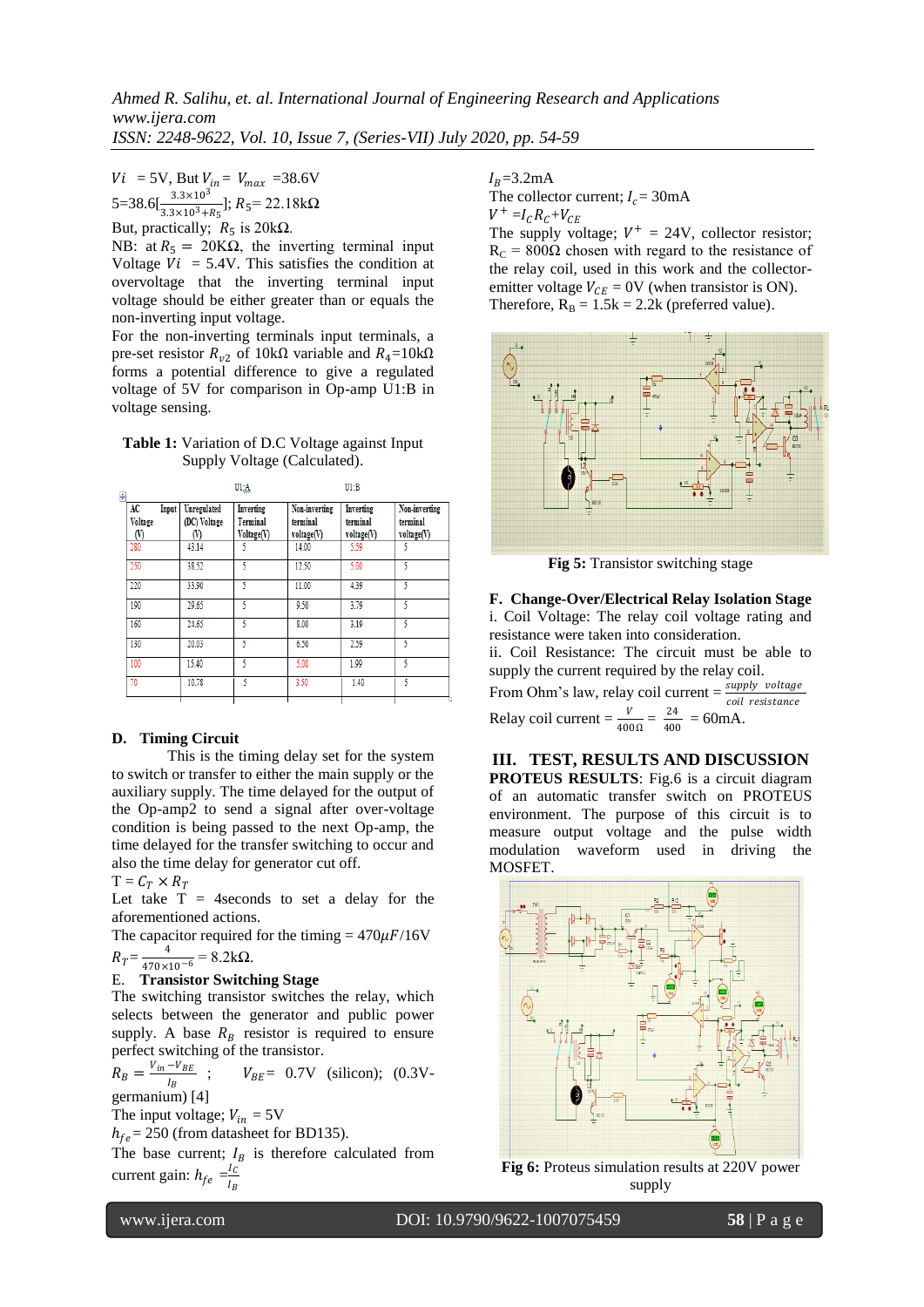$Vi = 5\text{V}$, But $V_{in} = V_{max} = 38.6\text{V}$

$5 = 38.6[\frac{3.3\times10^3}{3.3\times10^3 + R_5}]$; $R_5 = 22.18\text{k}\Omega$

But, practically; $R_5$ is 20kΩ.

NB: at $R_5 = 20\text{K}\Omega$, the inverting terminal input Voltage $Vi = 5.4\text{V}$. This satisfies the condition at overvoltage that the inverting terminal input voltage should be either greater than or equals the non-inverting input voltage.

For the non-inverting terminals input terminals, a pre-set resistor $R_{v2}$ of 10kΩ variable and $R_4$=10kΩ forms a potential difference to give a regulated voltage of 5V for comparison in Op-amp U1:B in voltage sensing.

**Table 1:** Variation of D.C Voltage against Input Supply Voltage (Calculated).

| | | U1:A | | U1:B | |
|---|---|---|---|---|---|
| AC Input Voltage (V) | Unregulated (DC) Voltage (V) | Inverting Terminal Voltage(V) | Non-inverting terminal voltage(V) | Inverting terminal voltage(V) | Non-inverting terminal voltage(V) |
| 280 | 43.14 | 5 | 14.00 | 5.59 | 5 |
| 250 | 38.52 | 5 | 12.50 | 5.00 | 5 |
| 220 | 33.90 | 5 | 11.00 | 4.39 | 5 |
| 190 | 29.65 | 5 | 9.50 | 3.79 | 5 |
| 160 | 24.65 | 5 | 8.00 | 3.19 | 5 |
| 130 | 20.03 | 5 | 6.50 | 2.59 | 5 |
| 100 | 15.40 | 5 | 5.00 | 1.99 | 5 |
| 70 | 10.78 | 5 | 3.50 | 1.40 | 5 |

## D. Timing Circuit

This is the timing delay set for the system to switch or transfer to either the main supply or the auxiliary supply. The time delayed for the output of the Op-amp2 to send a signal after over-voltage condition is being passed to the next Op-amp, the time delayed for the transfer switching to occur and also the time delay for generator cut off.

$T = C_T \times R_T$

Let take T = 4seconds to set a delay for the aforementioned actions.

The capacitor required for the timing = $470\mu F$/16V

$R_T = \frac{4}{470\times10^{-6}} = 8.2\text{k}\Omega$.

## E. Transistor Switching Stage

The switching transistor switches the relay, which selects between the generator and public power supply. A base $R_B$ resistor is required to ensure perfect switching of the transistor.

$R_B = \frac{V_{in} - V_{BE}}{I_B}$ ; $V_{BE}$ = 0.7V (silicon); (0.3V-germanium) [4]

The input voltage; $V_{in}$ = 5V

$h_{fe}$ = 250 (from datasheet for BD135).

The base current; $I_B$ is therefore calculated from current gain: $h_{fe} = \frac{I_C}{I_B}$

$I_B$=3.2mA

The collector current; $I_c$ = 30mA

$V^+ = I_C R_C + V_{CE}$

The supply voltage; $V^+$ = 24V, collector resistor; $R_C$ = 800Ω chosen with regard to the resistance of the relay coil, used in this work and the collector-emitter voltage $V_{CE}$ = 0V (when transistor is ON).

Therefore, $R_B$ = 1.5k = 2.2k (preferred value).

**Fig 5:** Transistor switching stage

## F. Change-Over/Electrical Relay Isolation Stage

i. Coil Voltage: The relay coil voltage rating and resistance were taken into consideration.

ii. Coil Resistance: The circuit must be able to supply the current required by the relay coil.

From Ohm's law, relay coil current = $\frac{supply\ voltage}{coil\ resistance}$

Relay coil current = $\frac{V}{400\Omega} = \frac{24}{400}$ = 60mA.

# III. TEST, RESULTS AND DISCUSSION

**PROTEUS RESULTS**: Fig.6 is a circuit diagram of an automatic transfer switch on PROTEUS environment. The purpose of this circuit is to measure output voltage and the pulse width modulation waveform used in driving the MOSFET.

**Fig 6:** Proteus simulation results at 220V power supply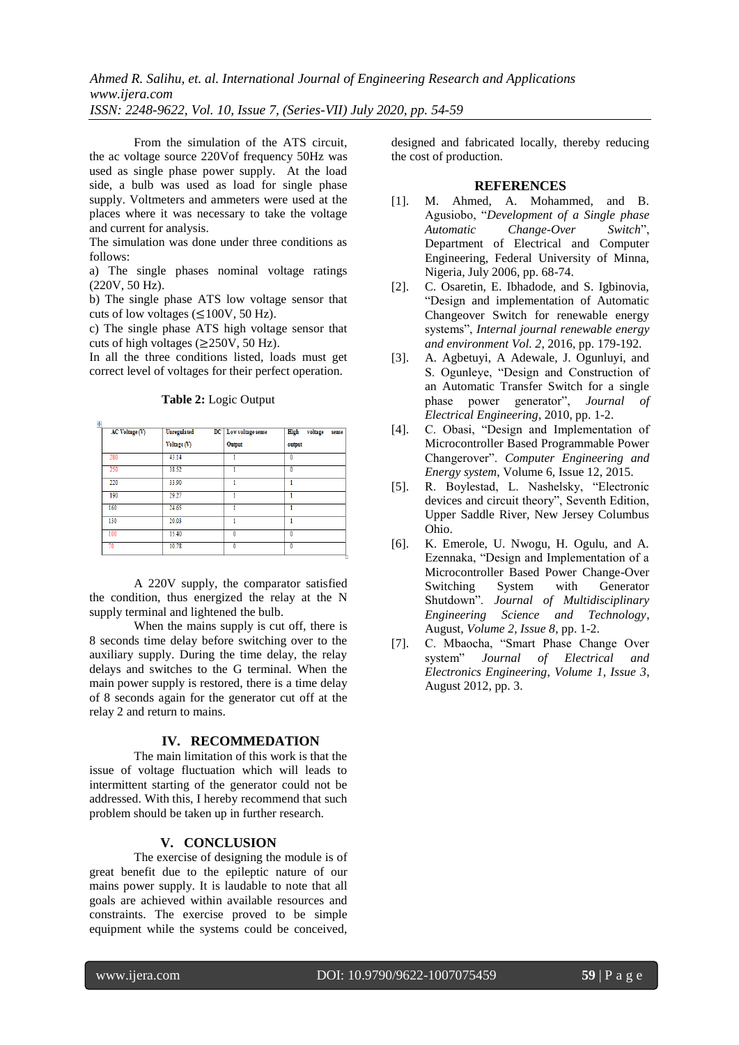From the simulation of the ATS circuit, the ac voltage source 220Vof frequency 50Hz was used as single phase power supply. At the load side, a bulb was used as load for single phase supply. Voltmeters and ammeters were used at the places where it was necessary to take the voltage and current for analysis.

The simulation was done under three conditions as follows:

a) The single phases nominal voltage ratings (220V, 50 Hz).

b) The single phase ATS low voltage sensor that cuts of low voltages (≤100V, 50 Hz).

c) The single phase ATS high voltage sensor that cuts of high voltages (≥250V, 50 Hz).

In all the three conditions listed, loads must get correct level of voltages for their perfect operation.

**Table 2:** Logic Output

| AC Voltage (V) | Unregulated DC Voltage (V) | Low voltage sense Output | High voltage sense output |
|---|---|---|---|
| 280 | 43.14 | 1 | 0 |
| 250 | 38.52 | 1 | 0 |
| 220 | 33.90 | 1 | 1 |
| 190 | 29.27 | 1 | 1 |
| 160 | 24.65 | 1 | 1 |
| 130 | 20.03 | 1 | 1 |
| 100 | 15.40 | 0 | 0 |
| 70 | 10.78 | 0 | 0 |

A 220V supply, the comparator satisfied the condition, thus energized the relay at the N supply terminal and lightened the bulb.

When the mains supply is cut off, there is 8 seconds time delay before switching over to the auxiliary supply. During the time delay, the relay delays and switches to the G terminal. When the main power supply is restored, there is a time delay of 8 seconds again for the generator cut off at the relay 2 and return to mains.

## IV. RECOMMEDATION

The main limitation of this work is that the issue of voltage fluctuation which will leads to intermittent starting of the generator could not be addressed. With this, I hereby recommend that such problem should be taken up in further research.

## V. CONCLUSION

The exercise of designing the module is of great benefit due to the epileptic nature of our mains power supply. It is laudable to note that all goals are achieved within available resources and constraints. The exercise proved to be simple equipment while the systems could be conceived, designed and fabricated locally, thereby reducing the cost of production.

## REFERENCES

[1]. M. Ahmed, A. Mohammed, and B. Agusiobo, "*Development of a Single phase Automatic Change-Over Switch*", Department of Electrical and Computer Engineering, Federal University of Minna, Nigeria, July 2006, pp. 68-74.

[2]. C. Osaretin, E. Ibhadode, and S. Igbinovia, "Design and implementation of Automatic Changeover Switch for renewable energy systems", *Internal journal renewable energy and environment Vol. 2*, 2016, pp. 179-192.

[3]. A. Agbetuyi, A Adewale, J. Ogunluyi, and S. Ogunleye, "Design and Construction of an Automatic Transfer Switch for a single phase power generator", *Journal of Electrical Engineering*, 2010, pp. 1-2.

[4]. C. Obasi, "Design and Implementation of Microcontroller Based Programmable Power Changerover". *Computer Engineering and Energy system*, Volume 6, Issue 12, 2015.

[5]. R. Boylestad, L. Nashelsky, "Electronic devices and circuit theory", Seventh Edition, Upper Saddle River, New Jersey Columbus Ohio.

[6]. K. Emerole, U. Nwogu, H. Ogulu, and A. Ezennaka, "Design and Implementation of a Microcontroller Based Power Change-Over Switching System with Generator Shutdown". *Journal of Multidisciplinary Engineering Science and Technology*, August, *Volume 2, Issue 8*, pp. 1-2.

[7]. C. Mbaocha, "Smart Phase Change Over system" *Journal of Electrical and Electronics Engineering*, *Volume 1, Issue 3*, August 2012, pp. 3.